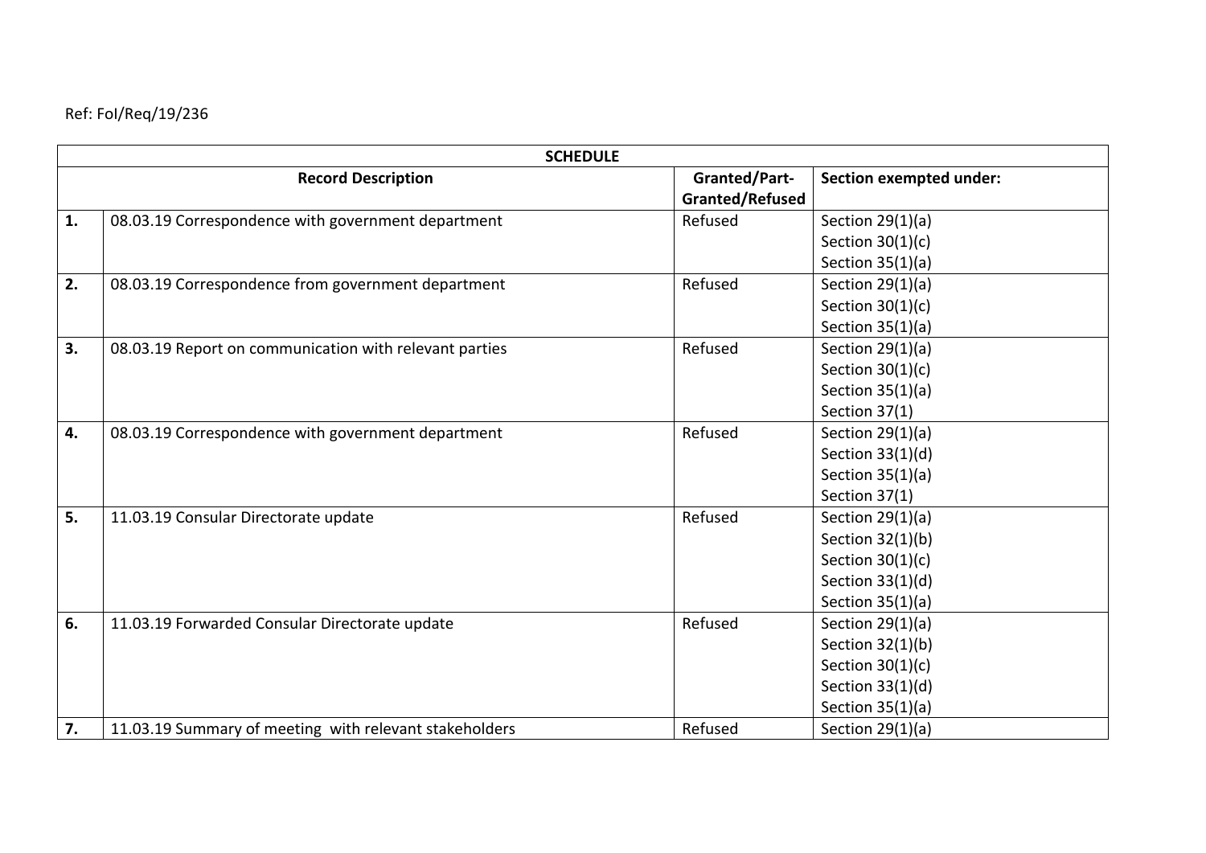Ref: FoI/Req/19/236

| SCHEDULE | | | |
|---|---|---|---|
| | **Record Description** | **Granted/Part-Granted/Refused** | **Section exempted under:** |
| **1.** | 08.03.19 Correspondence with government department | Refused | Section 29(1)(a)<br>Section 30(1)(c)<br>Section 35(1)(a) |
| **2.** | 08.03.19 Correspondence from government department | Refused | Section 29(1)(a)<br>Section 30(1)(c)<br>Section 35(1)(a) |
| **3.** | 08.03.19 Report on communication with relevant parties | Refused | Section 29(1)(a)<br>Section 30(1)(c)<br>Section 35(1)(a)<br>Section 37(1) |
| **4.** | 08.03.19 Correspondence with government department | Refused | Section 29(1)(a)<br>Section 33(1)(d)<br>Section 35(1)(a)<br>Section 37(1) |
| **5.** | 11.03.19 Consular Directorate update | Refused | Section 29(1)(a)<br>Section 32(1)(b)<br>Section 30(1)(c)<br>Section 33(1)(d)<br>Section 35(1)(a) |
| **6.** | 11.03.19 Forwarded Consular Directorate update | Refused | Section 29(1)(a)<br>Section 32(1)(b)<br>Section 30(1)(c)<br>Section 33(1)(d)<br>Section 35(1)(a) |
| **7.** | 11.03.19 Summary of meeting with relevant stakeholders | Refused | Section 29(1)(a) |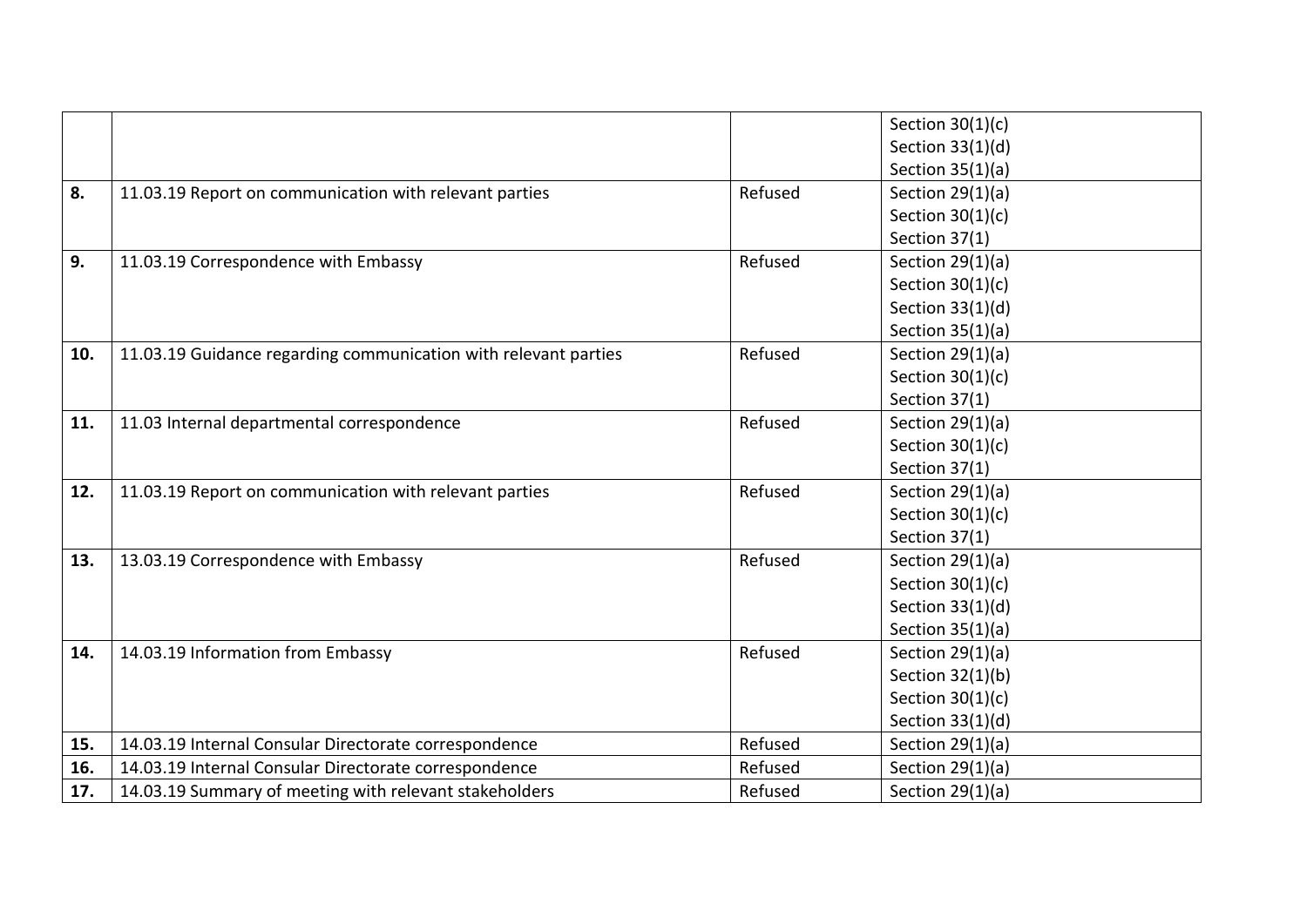| | | | |
|---|---|---|---|
| | | | Section 30(1)(c)<br>Section 33(1)(d)<br>Section 35(1)(a) |
| **8.** | 11.03.19 Report on communication with relevant parties | Refused | Section 29(1)(a)<br>Section 30(1)(c)<br>Section 37(1) |
| **9.** | 11.03.19 Correspondence with Embassy | Refused | Section 29(1)(a)<br>Section 30(1)(c)<br>Section 33(1)(d)<br>Section 35(1)(a) |
| **10.** | 11.03.19 Guidance regarding communication with relevant parties | Refused | Section 29(1)(a)<br>Section 30(1)(c)<br>Section 37(1) |
| **11.** | 11.03 Internal departmental correspondence | Refused | Section 29(1)(a)<br>Section 30(1)(c)<br>Section 37(1) |
| **12.** | 11.03.19 Report on communication with relevant parties | Refused | Section 29(1)(a)<br>Section 30(1)(c)<br>Section 37(1) |
| **13.** | 13.03.19 Correspondence with Embassy | Refused | Section 29(1)(a)<br>Section 30(1)(c)<br>Section 33(1)(d)<br>Section 35(1)(a) |
| **14.** | 14.03.19 Information from Embassy | Refused | Section 29(1)(a)<br>Section 32(1)(b)<br>Section 30(1)(c)<br>Section 33(1)(d) |
| **15.** | 14.03.19 Internal Consular Directorate correspondence | Refused | Section 29(1)(a) |
| **16.** | 14.03.19 Internal Consular Directorate correspondence | Refused | Section 29(1)(a) |
| **17.** | 14.03.19 Summary of meeting with relevant stakeholders | Refused | Section 29(1)(a) |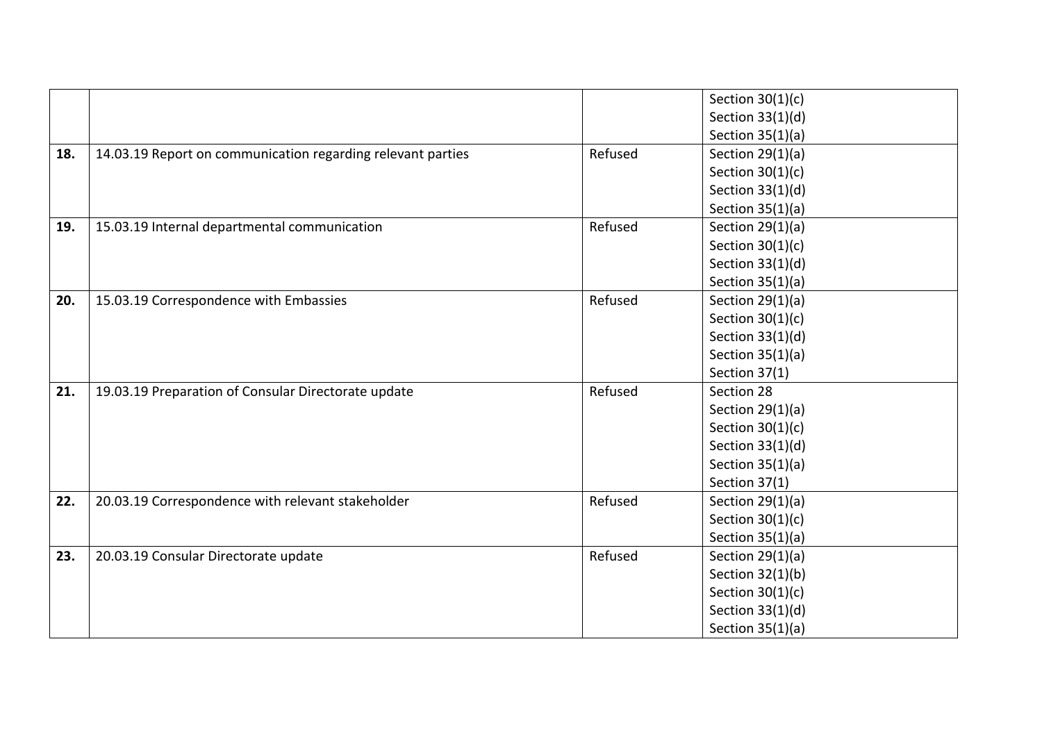| | | | |
|---|---|---|---|
| | | | Section 30(1)(c)<br>Section 33(1)(d)<br>Section 35(1)(a) |
| **18.** | 14.03.19 Report on communication regarding relevant parties | Refused | Section 29(1)(a)<br>Section 30(1)(c)<br>Section 33(1)(d)<br>Section 35(1)(a) |
| **19.** | 15.03.19 Internal departmental communication | Refused | Section 29(1)(a)<br>Section 30(1)(c)<br>Section 33(1)(d)<br>Section 35(1)(a) |
| **20.** | 15.03.19 Correspondence with Embassies | Refused | Section 29(1)(a)<br>Section 30(1)(c)<br>Section 33(1)(d)<br>Section 35(1)(a)<br>Section 37(1) |
| **21.** | 19.03.19 Preparation of Consular Directorate update | Refused | Section 28<br>Section 29(1)(a)<br>Section 30(1)(c)<br>Section 33(1)(d)<br>Section 35(1)(a)<br>Section 37(1) |
| **22.** | 20.03.19 Correspondence with relevant stakeholder | Refused | Section 29(1)(a)<br>Section 30(1)(c)<br>Section 35(1)(a) |
| **23.** | 20.03.19 Consular Directorate update | Refused | Section 29(1)(a)<br>Section 32(1)(b)<br>Section 30(1)(c)<br>Section 33(1)(d)<br>Section 35(1)(a) |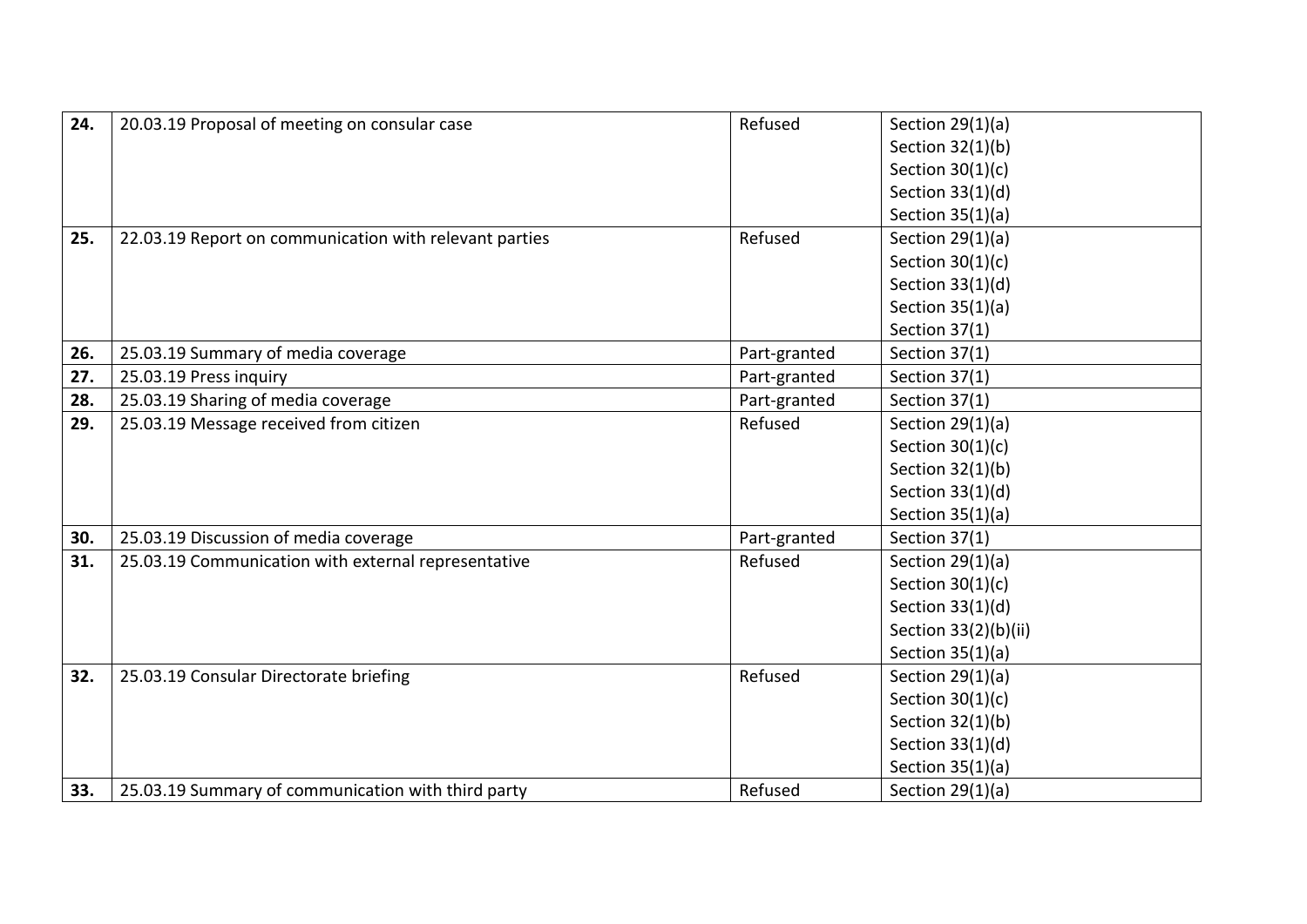| | | | |
|---|---|---|---|
| **24.** | 20.03.19 Proposal of meeting on consular case | Refused | Section 29(1)(a)<br>Section 32(1)(b)<br>Section 30(1)(c)<br>Section 33(1)(d)<br>Section 35(1)(a) |
| **25.** | 22.03.19 Report on communication with relevant parties | Refused | Section 29(1)(a)<br>Section 30(1)(c)<br>Section 33(1)(d)<br>Section 35(1)(a)<br>Section 37(1) |
| **26.** | 25.03.19 Summary of media coverage | Part-granted | Section 37(1) |
| **27.** | 25.03.19 Press inquiry | Part-granted | Section 37(1) |
| **28.** | 25.03.19 Sharing of media coverage | Part-granted | Section 37(1) |
| **29.** | 25.03.19 Message received from citizen | Refused | Section 29(1)(a)<br>Section 30(1)(c)<br>Section 32(1)(b)<br>Section 33(1)(d)<br>Section 35(1)(a) |
| **30.** | 25.03.19 Discussion of media coverage | Part-granted | Section 37(1) |
| **31.** | 25.03.19 Communication with external representative | Refused | Section 29(1)(a)<br>Section 30(1)(c)<br>Section 33(1)(d)<br>Section 33(2)(b)(ii)<br>Section 35(1)(a) |
| **32.** | 25.03.19 Consular Directorate briefing | Refused | Section 29(1)(a)<br>Section 30(1)(c)<br>Section 32(1)(b)<br>Section 33(1)(d)<br>Section 35(1)(a) |
| **33.** | 25.03.19 Summary of communication with third party | Refused | Section 29(1)(a) |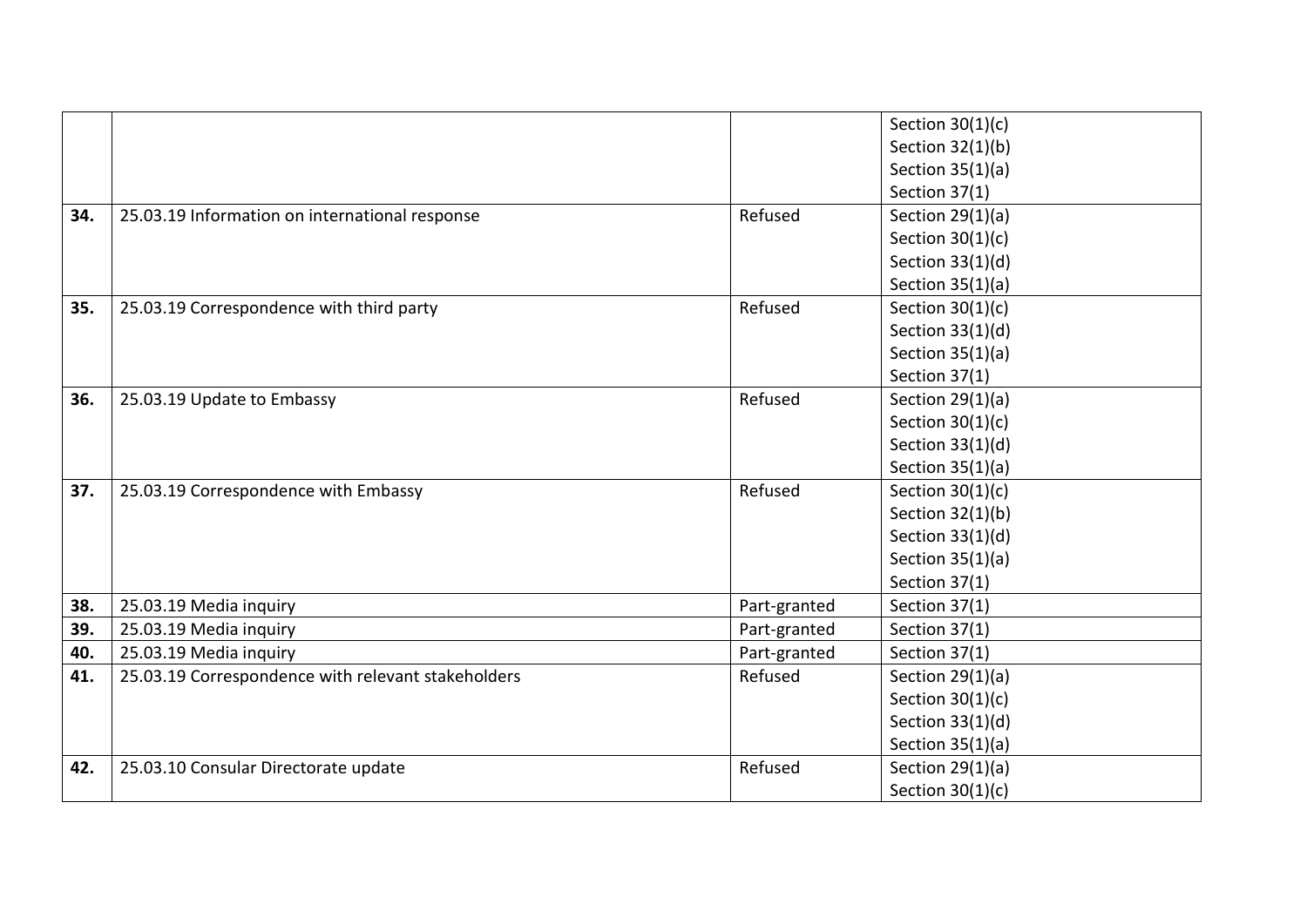| | | | |
|---|---|---|---|
| | | | Section 30(1)(c)<br>Section 32(1)(b)<br>Section 35(1)(a)<br>Section 37(1) |
| **34.** | 25.03.19 Information on international response | Refused | Section 29(1)(a)<br>Section 30(1)(c)<br>Section 33(1)(d)<br>Section 35(1)(a) |
| **35.** | 25.03.19 Correspondence with third party | Refused | Section 30(1)(c)<br>Section 33(1)(d)<br>Section 35(1)(a)<br>Section 37(1) |
| **36.** | 25.03.19 Update to Embassy | Refused | Section 29(1)(a)<br>Section 30(1)(c)<br>Section 33(1)(d)<br>Section 35(1)(a) |
| **37.** | 25.03.19 Correspondence with Embassy | Refused | Section 30(1)(c)<br>Section 32(1)(b)<br>Section 33(1)(d)<br>Section 35(1)(a)<br>Section 37(1) |
| **38.** | 25.03.19 Media inquiry | Part-granted | Section 37(1) |
| **39.** | 25.03.19 Media inquiry | Part-granted | Section 37(1) |
| **40.** | 25.03.19 Media inquiry | Part-granted | Section 37(1) |
| **41.** | 25.03.19 Correspondence with relevant stakeholders | Refused | Section 29(1)(a)<br>Section 30(1)(c)<br>Section 33(1)(d)<br>Section 35(1)(a) |
| **42.** | 25.03.10 Consular Directorate update | Refused | Section 29(1)(a)<br>Section 30(1)(c) |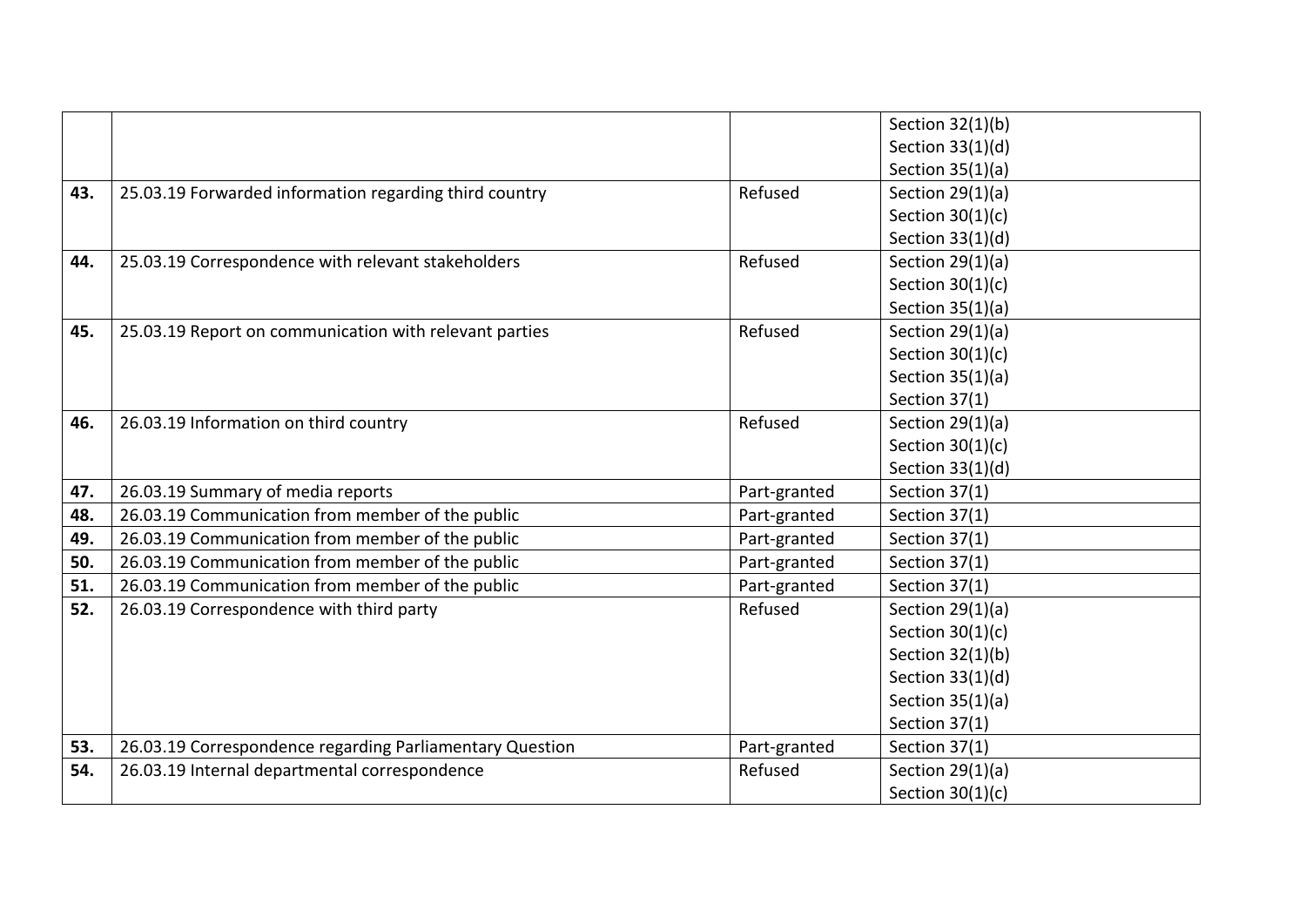| | | | |
|---|---|---|---|
| | | | Section 32(1)(b)<br>Section 33(1)(d)<br>Section 35(1)(a) |
| **43.** | 25.03.19 Forwarded information regarding third country | Refused | Section 29(1)(a)<br>Section 30(1)(c)<br>Section 33(1)(d) |
| **44.** | 25.03.19 Correspondence with relevant stakeholders | Refused | Section 29(1)(a)<br>Section 30(1)(c)<br>Section 35(1)(a) |
| **45.** | 25.03.19 Report on communication with relevant parties | Refused | Section 29(1)(a)<br>Section 30(1)(c)<br>Section 35(1)(a)<br>Section 37(1) |
| **46.** | 26.03.19 Information on third country | Refused | Section 29(1)(a)<br>Section 30(1)(c)<br>Section 33(1)(d) |
| **47.** | 26.03.19 Summary of media reports | Part-granted | Section 37(1) |
| **48.** | 26.03.19 Communication from member of the public | Part-granted | Section 37(1) |
| **49.** | 26.03.19 Communication from member of the public | Part-granted | Section 37(1) |
| **50.** | 26.03.19 Communication from member of the public | Part-granted | Section 37(1) |
| **51.** | 26.03.19 Communication from member of the public | Part-granted | Section 37(1) |
| **52.** | 26.03.19 Correspondence with third party | Refused | Section 29(1)(a)<br>Section 30(1)(c)<br>Section 32(1)(b)<br>Section 33(1)(d)<br>Section 35(1)(a)<br>Section 37(1) |
| **53.** | 26.03.19 Correspondence regarding Parliamentary Question | Part-granted | Section 37(1) |
| **54.** | 26.03.19 Internal departmental correspondence | Refused | Section 29(1)(a)<br>Section 30(1)(c) |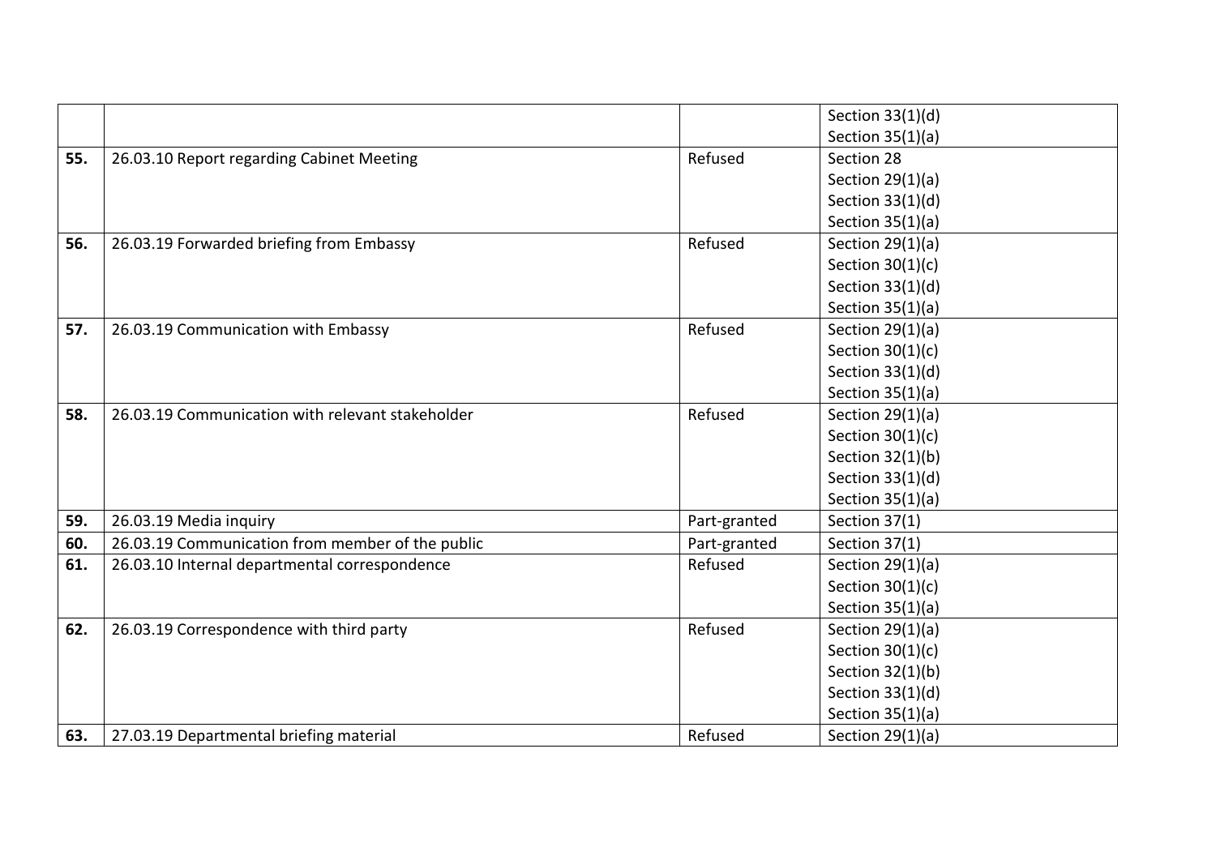| | | | |
|---|---|---|---|
| | | | Section 33(1)(d)<br>Section 35(1)(a) |
| **55.** | 26.03.10 Report regarding Cabinet Meeting | Refused | Section 28<br>Section 29(1)(a)<br>Section 33(1)(d)<br>Section 35(1)(a) |
| **56.** | 26.03.19 Forwarded briefing from Embassy | Refused | Section 29(1)(a)<br>Section 30(1)(c)<br>Section 33(1)(d)<br>Section 35(1)(a) |
| **57.** | 26.03.19 Communication with Embassy | Refused | Section 29(1)(a)<br>Section 30(1)(c)<br>Section 33(1)(d)<br>Section 35(1)(a) |
| **58.** | 26.03.19 Communication with relevant stakeholder | Refused | Section 29(1)(a)<br>Section 30(1)(c)<br>Section 32(1)(b)<br>Section 33(1)(d)<br>Section 35(1)(a) |
| **59.** | 26.03.19 Media inquiry | Part-granted | Section 37(1) |
| **60.** | 26.03.19 Communication from member of the public | Part-granted | Section 37(1) |
| **61.** | 26.03.10 Internal departmental correspondence | Refused | Section 29(1)(a)<br>Section 30(1)(c)<br>Section 35(1)(a) |
| **62.** | 26.03.19 Correspondence with third party | Refused | Section 29(1)(a)<br>Section 30(1)(c)<br>Section 32(1)(b)<br>Section 33(1)(d)<br>Section 35(1)(a) |
| **63.** | 27.03.19 Departmental briefing material | Refused | Section 29(1)(a) |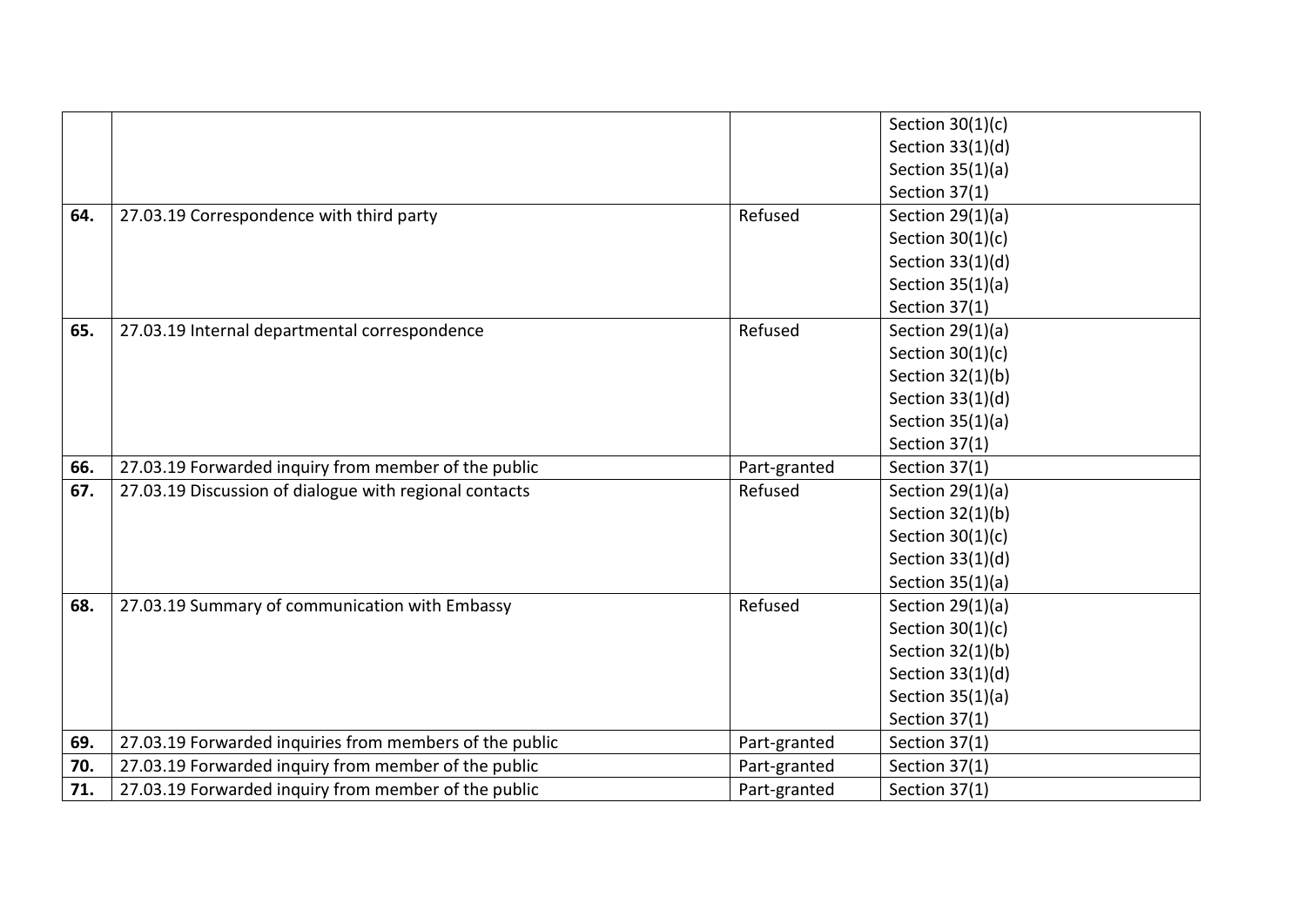| | | | |
|---|---|---|---|
| | | | Section 30(1)(c)<br>Section 33(1)(d)<br>Section 35(1)(a)<br>Section 37(1) |
| **64.** | 27.03.19 Correspondence with third party | Refused | Section 29(1)(a)<br>Section 30(1)(c)<br>Section 33(1)(d)<br>Section 35(1)(a)<br>Section 37(1) |
| **65.** | 27.03.19 Internal departmental correspondence | Refused | Section 29(1)(a)<br>Section 30(1)(c)<br>Section 32(1)(b)<br>Section 33(1)(d)<br>Section 35(1)(a)<br>Section 37(1) |
| **66.** | 27.03.19 Forwarded inquiry from member of the public | Part-granted | Section 37(1) |
| **67.** | 27.03.19 Discussion of dialogue with regional contacts | Refused | Section 29(1)(a)<br>Section 32(1)(b)<br>Section 30(1)(c)<br>Section 33(1)(d)<br>Section 35(1)(a) |
| **68.** | 27.03.19 Summary of communication with Embassy | Refused | Section 29(1)(a)<br>Section 30(1)(c)<br>Section 32(1)(b)<br>Section 33(1)(d)<br>Section 35(1)(a)<br>Section 37(1) |
| **69.** | 27.03.19 Forwarded inquiries from members of the public | Part-granted | Section 37(1) |
| **70.** | 27.03.19 Forwarded inquiry from member of the public | Part-granted | Section 37(1) |
| **71.** | 27.03.19 Forwarded inquiry from member of the public | Part-granted | Section 37(1) |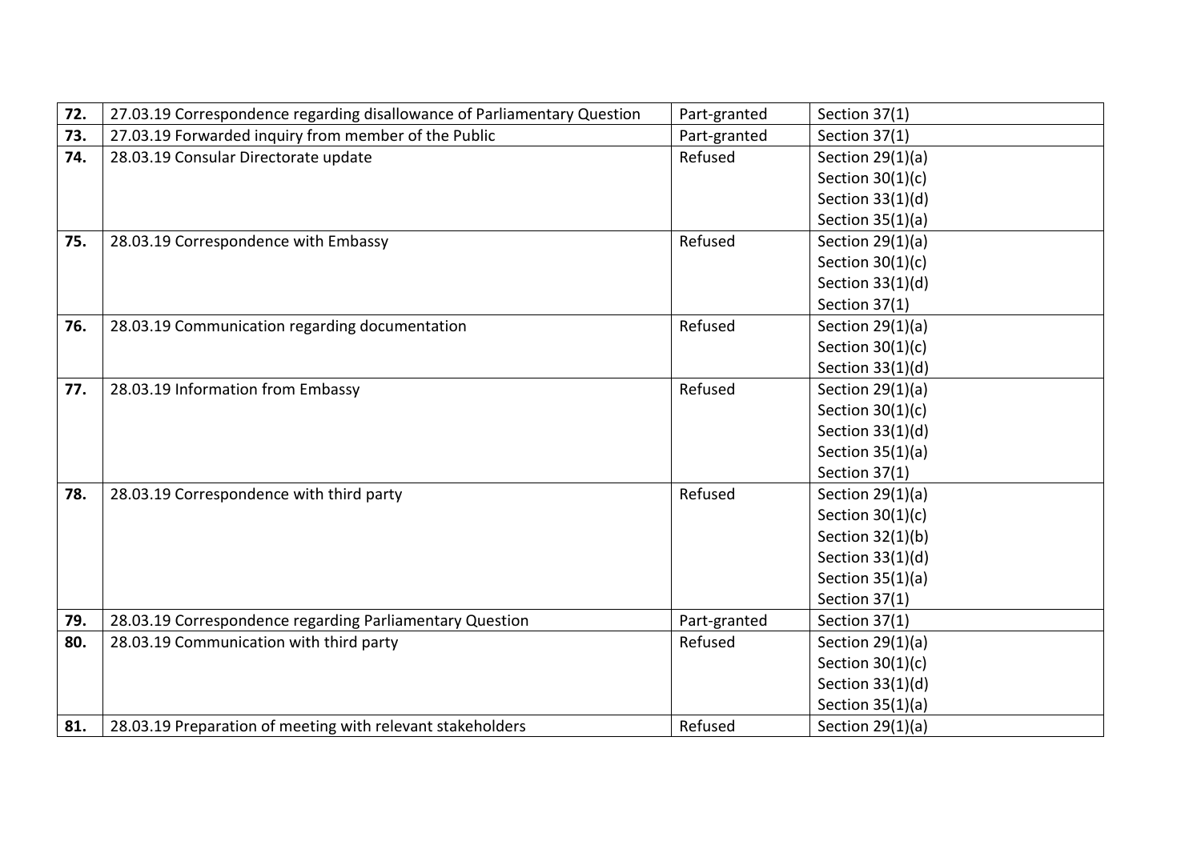| **72.** | 27.03.19 Correspondence regarding disallowance of Parliamentary Question | Part-granted | Section 37(1) |
|---|---|---|---|
| **73.** | 27.03.19 Forwarded inquiry from member of the Public | Part-granted | Section 37(1) |
| **74.** | 28.03.19 Consular Directorate update | Refused | Section 29(1)(a)<br>Section 30(1)(c)<br>Section 33(1)(d)<br>Section 35(1)(a) |
| **75.** | 28.03.19 Correspondence with Embassy | Refused | Section 29(1)(a)<br>Section 30(1)(c)<br>Section 33(1)(d)<br>Section 37(1) |
| **76.** | 28.03.19 Communication regarding documentation | Refused | Section 29(1)(a)<br>Section 30(1)(c)<br>Section 33(1)(d) |
| **77.** | 28.03.19 Information from Embassy | Refused | Section 29(1)(a)<br>Section 30(1)(c)<br>Section 33(1)(d)<br>Section 35(1)(a)<br>Section 37(1) |
| **78.** | 28.03.19 Correspondence with third party | Refused | Section 29(1)(a)<br>Section 30(1)(c)<br>Section 32(1)(b)<br>Section 33(1)(d)<br>Section 35(1)(a)<br>Section 37(1) |
| **79.** | 28.03.19 Correspondence regarding Parliamentary Question | Part-granted | Section 37(1) |
| **80.** | 28.03.19 Communication with third party | Refused | Section 29(1)(a)<br>Section 30(1)(c)<br>Section 33(1)(d)<br>Section 35(1)(a) |
| **81.** | 28.03.19 Preparation of meeting with relevant stakeholders | Refused | Section 29(1)(a) |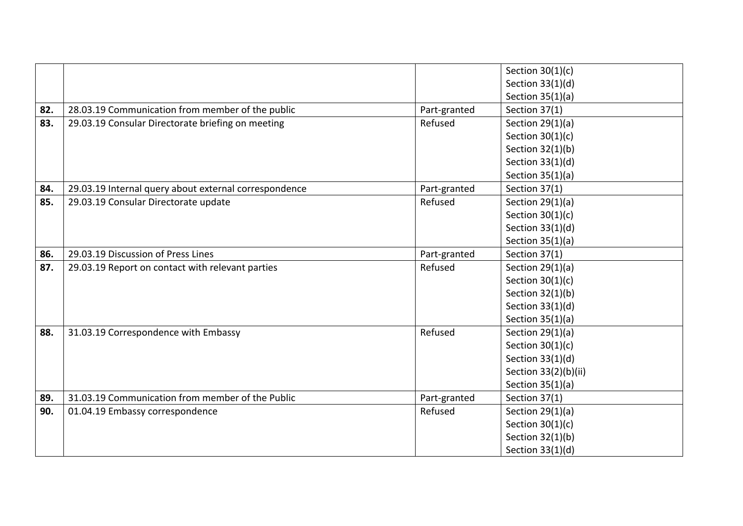| | | | |
|---|---|---|---|
| | | | Section 30(1)(c)<br>Section 33(1)(d)<br>Section 35(1)(a) |
| **82.** | 28.03.19 Communication from member of the public | Part-granted | Section 37(1) |
| **83.** | 29.03.19 Consular Directorate briefing on meeting | Refused | Section 29(1)(a)<br>Section 30(1)(c)<br>Section 32(1)(b)<br>Section 33(1)(d)<br>Section 35(1)(a) |
| **84.** | 29.03.19 Internal query about external correspondence | Part-granted | Section 37(1) |
| **85.** | 29.03.19 Consular Directorate update | Refused | Section 29(1)(a)<br>Section 30(1)(c)<br>Section 33(1)(d)<br>Section 35(1)(a) |
| **86.** | 29.03.19 Discussion of Press Lines | Part-granted | Section 37(1) |
| **87.** | 29.03.19 Report on contact with relevant parties | Refused | Section 29(1)(a)<br>Section 30(1)(c)<br>Section 32(1)(b)<br>Section 33(1)(d)<br>Section 35(1)(a) |
| **88.** | 31.03.19 Correspondence with Embassy | Refused | Section 29(1)(a)<br>Section 30(1)(c)<br>Section 33(1)(d)<br>Section 33(2)(b)(ii)<br>Section 35(1)(a) |
| **89.** | 31.03.19 Communication from member of the Public | Part-granted | Section 37(1) |
| **90.** | 01.04.19 Embassy correspondence | Refused | Section 29(1)(a)<br>Section 30(1)(c)<br>Section 32(1)(b)<br>Section 33(1)(d) |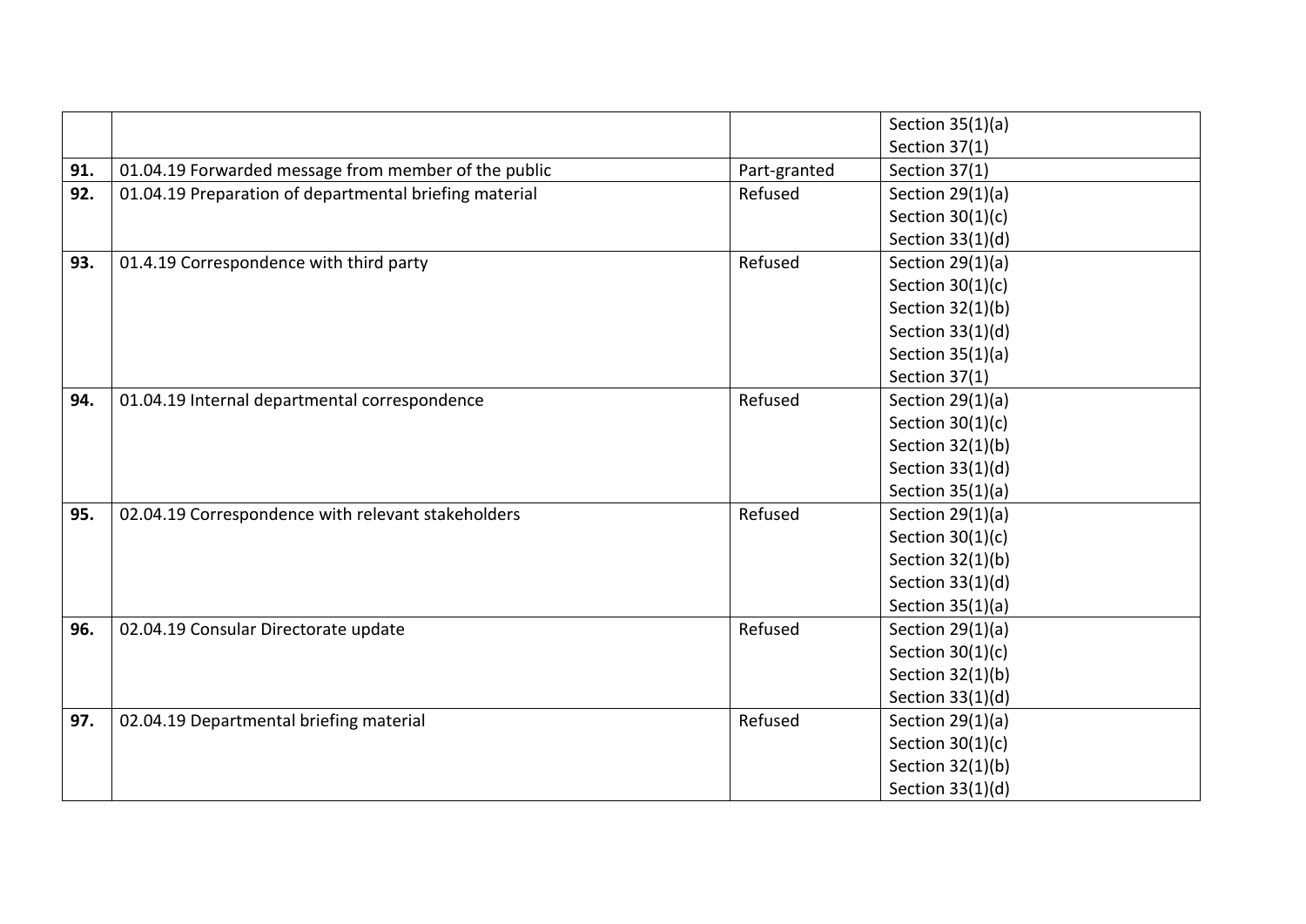| | | | |
|---|---|---|---|
| | | | Section 35(1)(a)<br>Section 37(1) |
| **91.** | 01.04.19 Forwarded message from member of the public | Part-granted | Section 37(1) |
| **92.** | 01.04.19 Preparation of departmental briefing material | Refused | Section 29(1)(a)<br>Section 30(1)(c)<br>Section 33(1)(d) |
| **93.** | 01.4.19 Correspondence with third party | Refused | Section 29(1)(a)<br>Section 30(1)(c)<br>Section 32(1)(b)<br>Section 33(1)(d)<br>Section 35(1)(a)<br>Section 37(1) |
| **94.** | 01.04.19 Internal departmental correspondence | Refused | Section 29(1)(a)<br>Section 30(1)(c)<br>Section 32(1)(b)<br>Section 33(1)(d)<br>Section 35(1)(a) |
| **95.** | 02.04.19 Correspondence with relevant stakeholders | Refused | Section 29(1)(a)<br>Section 30(1)(c)<br>Section 32(1)(b)<br>Section 33(1)(d)<br>Section 35(1)(a) |
| **96.** | 02.04.19 Consular Directorate update | Refused | Section 29(1)(a)<br>Section 30(1)(c)<br>Section 32(1)(b)<br>Section 33(1)(d) |
| **97.** | 02.04.19 Departmental briefing material | Refused | Section 29(1)(a)<br>Section 30(1)(c)<br>Section 32(1)(b)<br>Section 33(1)(d) |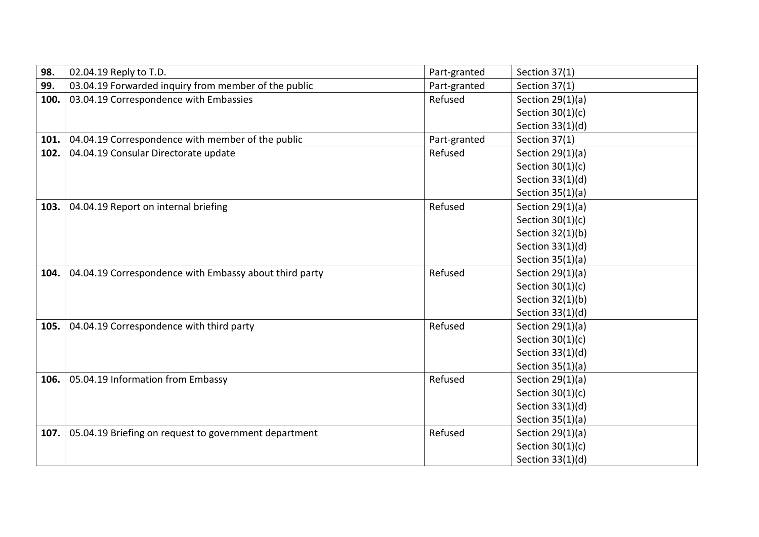| | | | |
|---|---|---|---|
| **98.** | 02.04.19 Reply to T.D. | Part-granted | Section 37(1) |
| **99.** | 03.04.19 Forwarded inquiry from member of the public | Part-granted | Section 37(1) |
| **100.** | 03.04.19 Correspondence with Embassies | Refused | Section 29(1)(a)<br>Section 30(1)(c)<br>Section 33(1)(d) |
| **101.** | 04.04.19 Correspondence with member of the public | Part-granted | Section 37(1) |
| **102.** | 04.04.19 Consular Directorate update | Refused | Section 29(1)(a)<br>Section 30(1)(c)<br>Section 33(1)(d)<br>Section 35(1)(a) |
| **103.** | 04.04.19 Report on internal briefing | Refused | Section 29(1)(a)<br>Section 30(1)(c)<br>Section 32(1)(b)<br>Section 33(1)(d)<br>Section 35(1)(a) |
| **104.** | 04.04.19 Correspondence with Embassy about third party | Refused | Section 29(1)(a)<br>Section 30(1)(c)<br>Section 32(1)(b)<br>Section 33(1)(d) |
| **105.** | 04.04.19 Correspondence with third party | Refused | Section 29(1)(a)<br>Section 30(1)(c)<br>Section 33(1)(d)<br>Section 35(1)(a) |
| **106.** | 05.04.19 Information from Embassy | Refused | Section 29(1)(a)<br>Section 30(1)(c)<br>Section 33(1)(d)<br>Section 35(1)(a) |
| **107.** | 05.04.19 Briefing on request to government department | Refused | Section 29(1)(a)<br>Section 30(1)(c)<br>Section 33(1)(d) |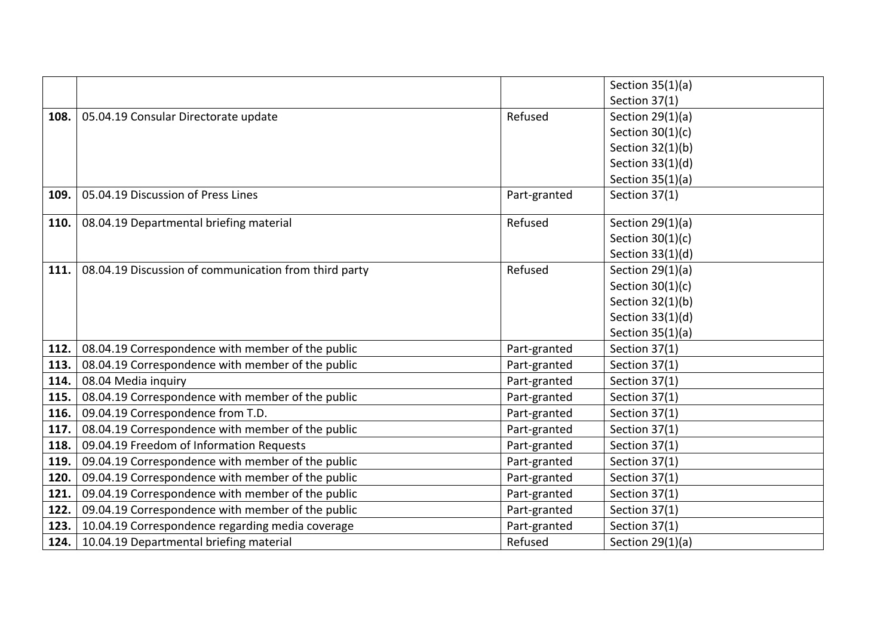| | | | |
|---|---|---|---|
| | | | Section 35(1)(a)<br>Section 37(1) |
| **108.** | 05.04.19 Consular Directorate update | Refused | Section 29(1)(a)<br>Section 30(1)(c)<br>Section 32(1)(b)<br>Section 33(1)(d)<br>Section 35(1)(a) |
| **109.** | 05.04.19 Discussion of Press Lines | Part-granted | Section 37(1) |
| **110.** | 08.04.19 Departmental briefing material | Refused | Section 29(1)(a)<br>Section 30(1)(c)<br>Section 33(1)(d) |
| **111.** | 08.04.19 Discussion of communication from third party | Refused | Section 29(1)(a)<br>Section 30(1)(c)<br>Section 32(1)(b)<br>Section 33(1)(d)<br>Section 35(1)(a) |
| **112.** | 08.04.19 Correspondence with member of the public | Part-granted | Section 37(1) |
| **113.** | 08.04.19 Correspondence with member of the public | Part-granted | Section 37(1) |
| **114.** | 08.04 Media inquiry | Part-granted | Section 37(1) |
| **115.** | 08.04.19 Correspondence with member of the public | Part-granted | Section 37(1) |
| **116.** | 09.04.19 Correspondence from T.D. | Part-granted | Section 37(1) |
| **117.** | 08.04.19 Correspondence with member of the public | Part-granted | Section 37(1) |
| **118.** | 09.04.19 Freedom of Information Requests | Part-granted | Section 37(1) |
| **119.** | 09.04.19 Correspondence with member of the public | Part-granted | Section 37(1) |
| **120.** | 09.04.19 Correspondence with member of the public | Part-granted | Section 37(1) |
| **121.** | 09.04.19 Correspondence with member of the public | Part-granted | Section 37(1) |
| **122.** | 09.04.19 Correspondence with member of the public | Part-granted | Section 37(1) |
| **123.** | 10.04.19 Correspondence regarding media coverage | Part-granted | Section 37(1) |
| **124.** | 10.04.19 Departmental briefing material | Refused | Section 29(1)(a) |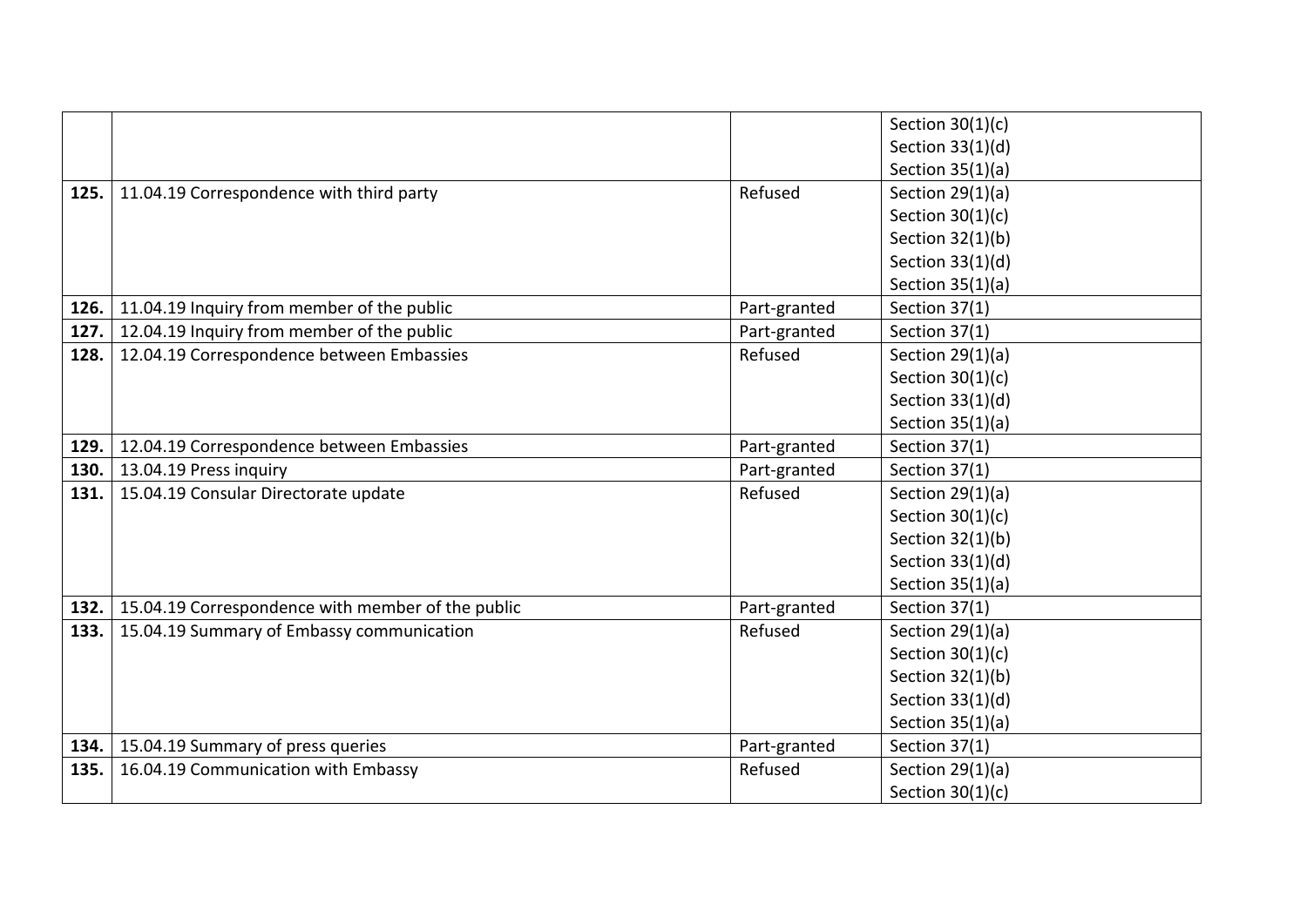| | | | |
|---|---|---|---|
| | | | Section 30(1)(c)<br>Section 33(1)(d)<br>Section 35(1)(a) |
| **125.** | 11.04.19 Correspondence with third party | Refused | Section 29(1)(a)<br>Section 30(1)(c)<br>Section 32(1)(b)<br>Section 33(1)(d)<br>Section 35(1)(a) |
| **126.** | 11.04.19 Inquiry from member of the public | Part-granted | Section 37(1) |
| **127.** | 12.04.19 Inquiry from member of the public | Part-granted | Section 37(1) |
| **128.** | 12.04.19 Correspondence between Embassies | Refused | Section 29(1)(a)<br>Section 30(1)(c)<br>Section 33(1)(d)<br>Section 35(1)(a) |
| **129.** | 12.04.19 Correspondence between Embassies | Part-granted | Section 37(1) |
| **130.** | 13.04.19 Press inquiry | Part-granted | Section 37(1) |
| **131.** | 15.04.19 Consular Directorate update | Refused | Section 29(1)(a)<br>Section 30(1)(c)<br>Section 32(1)(b)<br>Section 33(1)(d)<br>Section 35(1)(a) |
| **132.** | 15.04.19 Correspondence with member of the public | Part-granted | Section 37(1) |
| **133.** | 15.04.19 Summary of Embassy communication | Refused | Section 29(1)(a)<br>Section 30(1)(c)<br>Section 32(1)(b)<br>Section 33(1)(d)<br>Section 35(1)(a) |
| **134.** | 15.04.19 Summary of press queries | Part-granted | Section 37(1) |
| **135.** | 16.04.19 Communication with Embassy | Refused | Section 29(1)(a)<br>Section 30(1)(c) |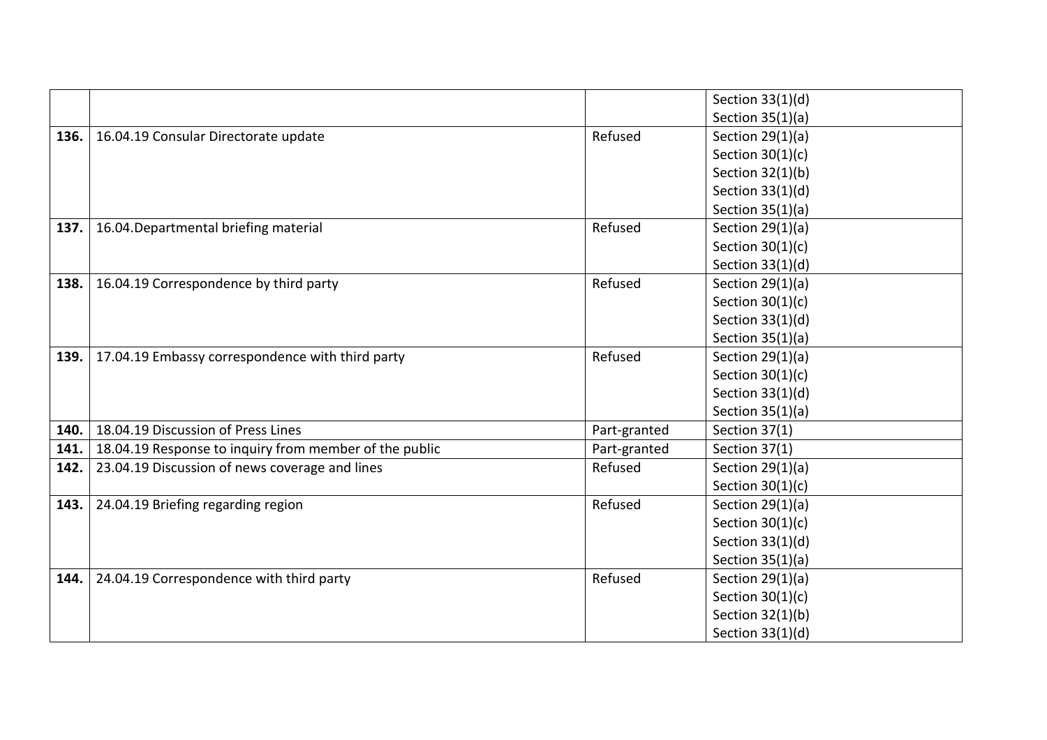|  |  |  | Section 33(1)(d)<br>Section 35(1)(a) |
|---|---|---|---|
| **136.** | 16.04.19 Consular Directorate update | Refused | Section 29(1)(a)<br>Section 30(1)(c)<br>Section 32(1)(b)<br>Section 33(1)(d)<br>Section 35(1)(a) |
| **137.** | 16.04.Departmental briefing material | Refused | Section 29(1)(a)<br>Section 30(1)(c)<br>Section 33(1)(d) |
| **138.** | 16.04.19 Correspondence by third party | Refused | Section 29(1)(a)<br>Section 30(1)(c)<br>Section 33(1)(d)<br>Section 35(1)(a) |
| **139.** | 17.04.19 Embassy correspondence with third party | Refused | Section 29(1)(a)<br>Section 30(1)(c)<br>Section 33(1)(d)<br>Section 35(1)(a) |
| **140.** | 18.04.19 Discussion of Press Lines | Part-granted | Section 37(1) |
| **141.** | 18.04.19 Response to inquiry from member of the public | Part-granted | Section 37(1) |
| **142.** | 23.04.19 Discussion of news coverage and lines | Refused | Section 29(1)(a)<br>Section 30(1)(c) |
| **143.** | 24.04.19 Briefing regarding region | Refused | Section 29(1)(a)<br>Section 30(1)(c)<br>Section 33(1)(d)<br>Section 35(1)(a) |
| **144.** | 24.04.19 Correspondence with third party | Refused | Section 29(1)(a)<br>Section 30(1)(c)<br>Section 32(1)(b)<br>Section 33(1)(d) |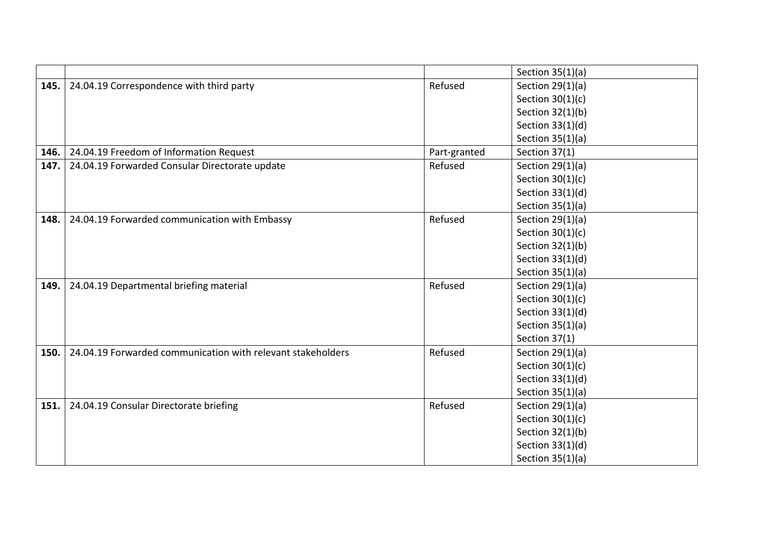| | | | Section 35(1)(a) |
|---|---|---|---|
| **145.** | 24.04.19 Correspondence with third party | Refused | Section 29(1)(a)<br>Section 30(1)(c)<br>Section 32(1)(b)<br>Section 33(1)(d)<br>Section 35(1)(a) |
| **146.** | 24.04.19 Freedom of Information Request | Part-granted | Section 37(1) |
| **147.** | 24.04.19 Forwarded Consular Directorate update | Refused | Section 29(1)(a)<br>Section 30(1)(c)<br>Section 33(1)(d)<br>Section 35(1)(a) |
| **148.** | 24.04.19 Forwarded communication with Embassy | Refused | Section 29(1)(a)<br>Section 30(1)(c)<br>Section 32(1)(b)<br>Section 33(1)(d)<br>Section 35(1)(a) |
| **149.** | 24.04.19 Departmental briefing material | Refused | Section 29(1)(a)<br>Section 30(1)(c)<br>Section 33(1)(d)<br>Section 35(1)(a)<br>Section 37(1) |
| **150.** | 24.04.19 Forwarded communication with relevant stakeholders | Refused | Section 29(1)(a)<br>Section 30(1)(c)<br>Section 33(1)(d)<br>Section 35(1)(a) |
| **151.** | 24.04.19 Consular Directorate briefing | Refused | Section 29(1)(a)<br>Section 30(1)(c)<br>Section 32(1)(b)<br>Section 33(1)(d)<br>Section 35(1)(a) |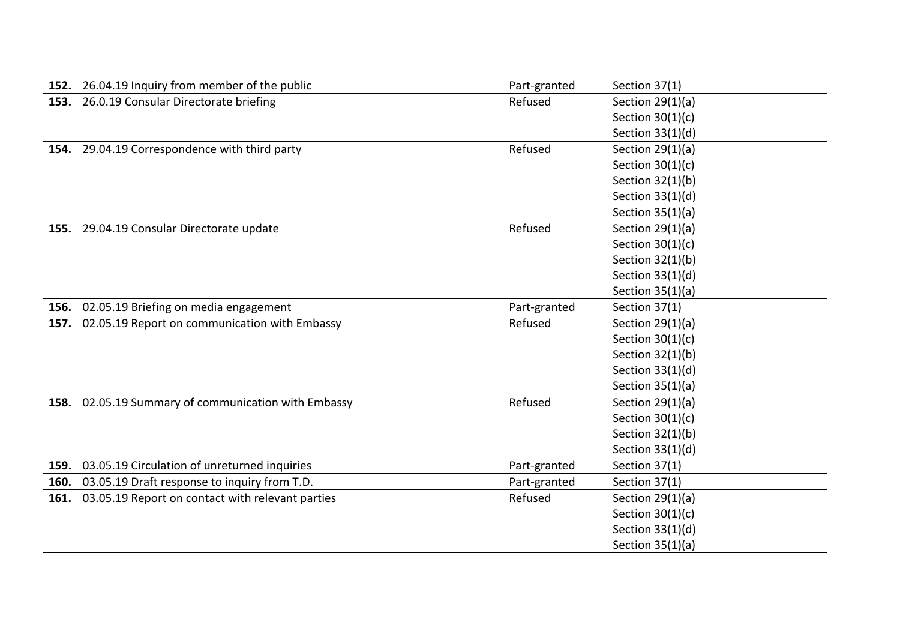| | | | |
|---|---|---|---|
| **152.** | 26.04.19 Inquiry from member of the public | Part-granted | Section 37(1) |
| **153.** | 26.0.19 Consular Directorate briefing | Refused | Section 29(1)(a)<br>Section 30(1)(c)<br>Section 33(1)(d) |
| **154.** | 29.04.19 Correspondence with third party | Refused | Section 29(1)(a)<br>Section 30(1)(c)<br>Section 32(1)(b)<br>Section 33(1)(d)<br>Section 35(1)(a) |
| **155.** | 29.04.19 Consular Directorate update | Refused | Section 29(1)(a)<br>Section 30(1)(c)<br>Section 32(1)(b)<br>Section 33(1)(d)<br>Section 35(1)(a) |
| **156.** | 02.05.19 Briefing on media engagement | Part-granted | Section 37(1) |
| **157.** | 02.05.19 Report on communication with Embassy | Refused | Section 29(1)(a)<br>Section 30(1)(c)<br>Section 32(1)(b)<br>Section 33(1)(d)<br>Section 35(1)(a) |
| **158.** | 02.05.19 Summary of communication with Embassy | Refused | Section 29(1)(a)<br>Section 30(1)(c)<br>Section 32(1)(b)<br>Section 33(1)(d) |
| **159.** | 03.05.19 Circulation of unreturned inquiries | Part-granted | Section 37(1) |
| **160.** | 03.05.19 Draft response to inquiry from T.D. | Part-granted | Section 37(1) |
| **161.** | 03.05.19 Report on contact with relevant parties | Refused | Section 29(1)(a)<br>Section 30(1)(c)<br>Section 33(1)(d)<br>Section 35(1)(a) |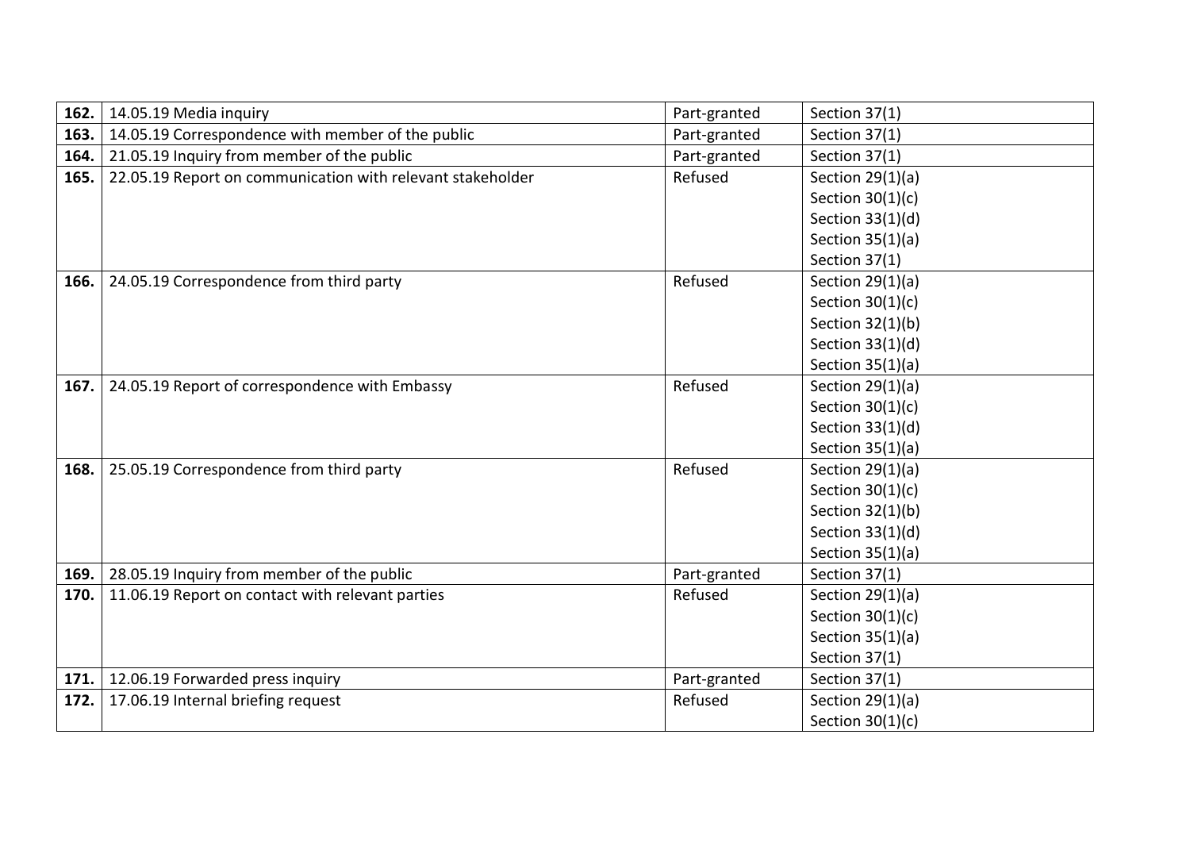| **162.** | 14.05.19 Media inquiry | Part-granted | Section 37(1) |
|---|---|---|---|
| **163.** | 14.05.19 Correspondence with member of the public | Part-granted | Section 37(1) |
| **164.** | 21.05.19 Inquiry from member of the public | Part-granted | Section 37(1) |
| **165.** | 22.05.19 Report on communication with relevant stakeholder | Refused | Section 29(1)(a)<br>Section 30(1)(c)<br>Section 33(1)(d)<br>Section 35(1)(a)<br>Section 37(1) |
| **166.** | 24.05.19 Correspondence from third party | Refused | Section 29(1)(a)<br>Section 30(1)(c)<br>Section 32(1)(b)<br>Section 33(1)(d)<br>Section 35(1)(a) |
| **167.** | 24.05.19 Report of correspondence with Embassy | Refused | Section 29(1)(a)<br>Section 30(1)(c)<br>Section 33(1)(d)<br>Section 35(1)(a) |
| **168.** | 25.05.19 Correspondence from third party | Refused | Section 29(1)(a)<br>Section 30(1)(c)<br>Section 32(1)(b)<br>Section 33(1)(d)<br>Section 35(1)(a) |
| **169.** | 28.05.19 Inquiry from member of the public | Part-granted | Section 37(1) |
| **170.** | 11.06.19 Report on contact with relevant parties | Refused | Section 29(1)(a)<br>Section 30(1)(c)<br>Section 35(1)(a)<br>Section 37(1) |
| **171.** | 12.06.19 Forwarded press inquiry | Part-granted | Section 37(1) |
| **172.** | 17.06.19 Internal briefing request | Refused | Section 29(1)(a)<br>Section 30(1)(c) |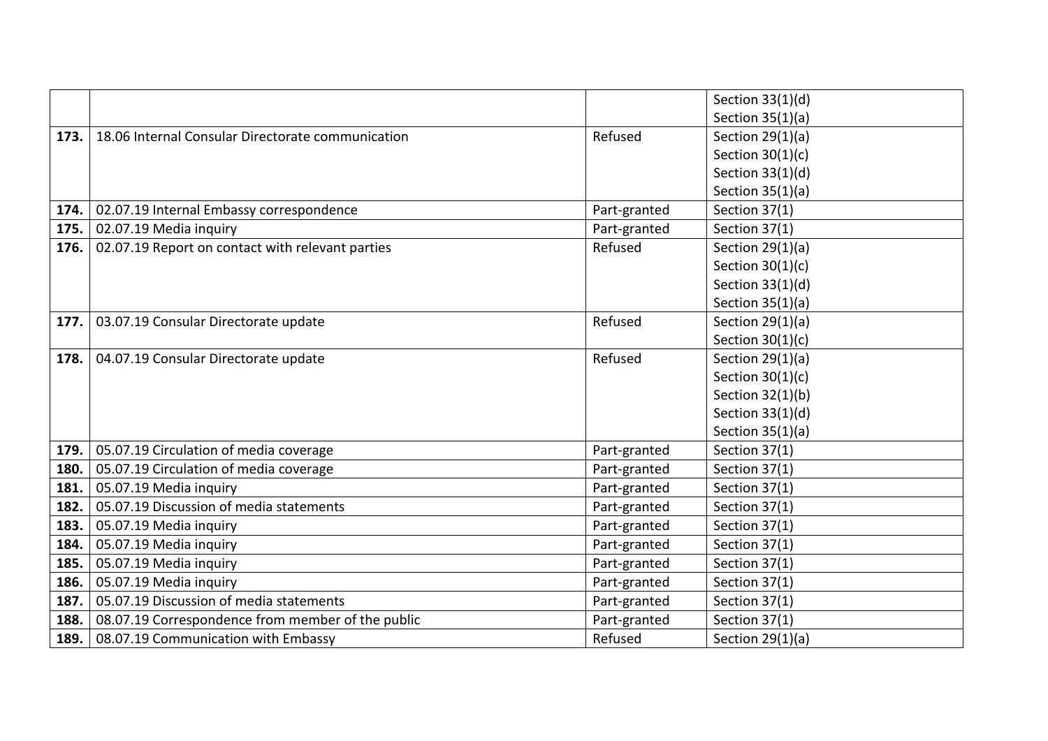| | | | |
|---|---|---|---|
| | | | Section 33(1)(d)<br>Section 35(1)(a) |
| **173.** | 18.06 Internal Consular Directorate communication | Refused | Section 29(1)(a)<br>Section 30(1)(c)<br>Section 33(1)(d)<br>Section 35(1)(a) |
| **174.** | 02.07.19 Internal Embassy correspondence | Part-granted | Section 37(1) |
| **175.** | 02.07.19 Media inquiry | Part-granted | Section 37(1) |
| **176.** | 02.07.19 Report on contact with relevant parties | Refused | Section 29(1)(a)<br>Section 30(1)(c)<br>Section 33(1)(d)<br>Section 35(1)(a) |
| **177.** | 03.07.19 Consular Directorate update | Refused | Section 29(1)(a)<br>Section 30(1)(c) |
| **178.** | 04.07.19 Consular Directorate update | Refused | Section 29(1)(a)<br>Section 30(1)(c)<br>Section 32(1)(b)<br>Section 33(1)(d)<br>Section 35(1)(a) |
| **179.** | 05.07.19 Circulation of media coverage | Part-granted | Section 37(1) |
| **180.** | 05.07.19 Circulation of media coverage | Part-granted | Section 37(1) |
| **181.** | 05.07.19 Media inquiry | Part-granted | Section 37(1) |
| **182.** | 05.07.19 Discussion of media statements | Part-granted | Section 37(1) |
| **183.** | 05.07.19 Media inquiry | Part-granted | Section 37(1) |
| **184.** | 05.07.19 Media inquiry | Part-granted | Section 37(1) |
| **185.** | 05.07.19 Media inquiry | Part-granted | Section 37(1) |
| **186.** | 05.07.19 Media inquiry | Part-granted | Section 37(1) |
| **187.** | 05.07.19 Discussion of media statements | Part-granted | Section 37(1) |
| **188.** | 08.07.19 Correspondence from member of the public | Part-granted | Section 37(1) |
| **189.** | 08.07.19 Communication with Embassy | Refused | Section 29(1)(a) |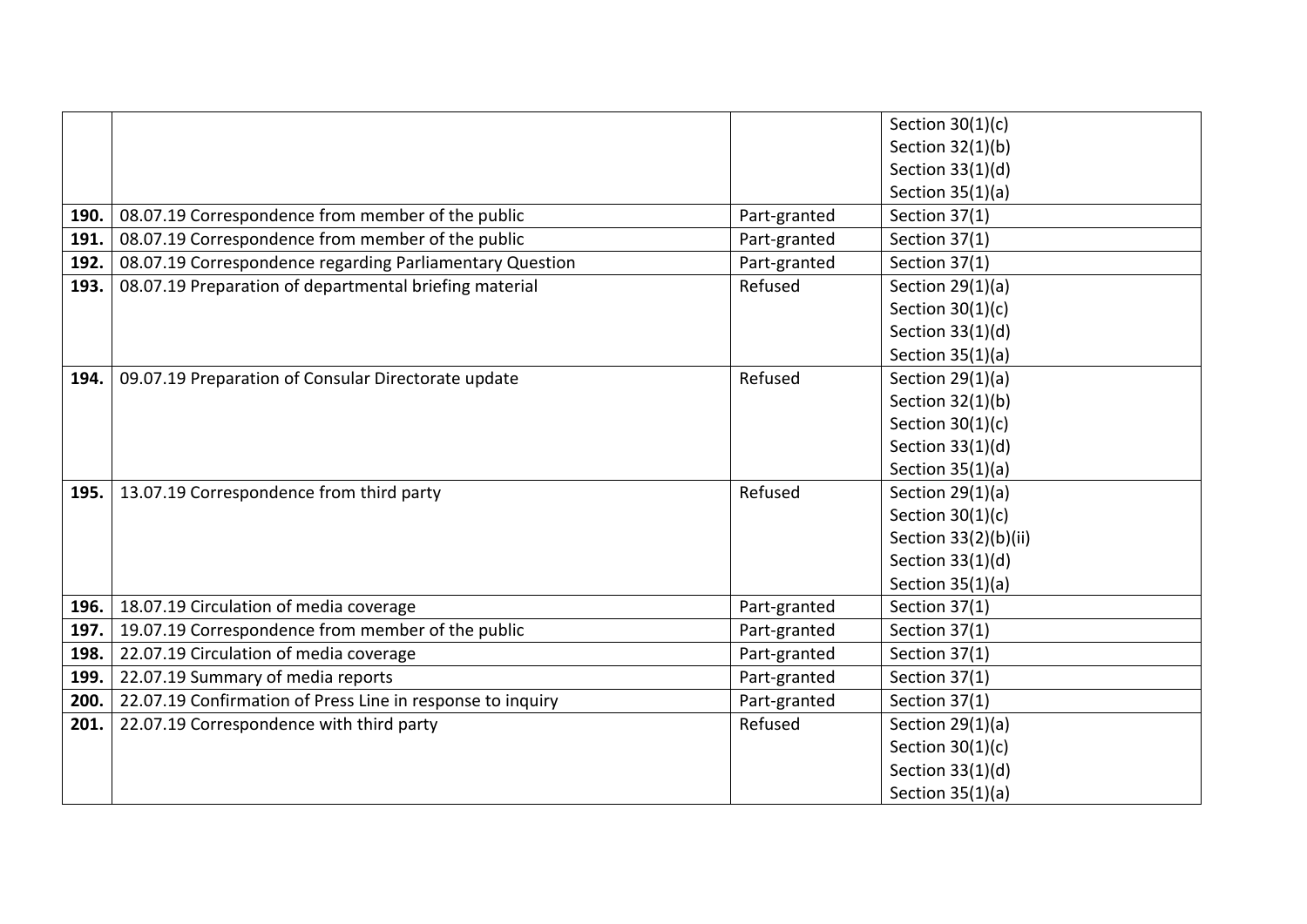| | | | |
|---|---|---|---|
| | | | Section 30(1)(c)<br>Section 32(1)(b)<br>Section 33(1)(d)<br>Section 35(1)(a) |
| **190.** | 08.07.19 Correspondence from member of the public | Part-granted | Section 37(1) |
| **191.** | 08.07.19 Correspondence from member of the public | Part-granted | Section 37(1) |
| **192.** | 08.07.19 Correspondence regarding Parliamentary Question | Part-granted | Section 37(1) |
| **193.** | 08.07.19 Preparation of departmental briefing material | Refused | Section 29(1)(a)<br>Section 30(1)(c)<br>Section 33(1)(d)<br>Section 35(1)(a) |
| **194.** | 09.07.19 Preparation of Consular Directorate update | Refused | Section 29(1)(a)<br>Section 32(1)(b)<br>Section 30(1)(c)<br>Section 33(1)(d)<br>Section 35(1)(a) |
| **195.** | 13.07.19 Correspondence from third party | Refused | Section 29(1)(a)<br>Section 30(1)(c)<br>Section 33(2)(b)(ii)<br>Section 33(1)(d)<br>Section 35(1)(a) |
| **196.** | 18.07.19 Circulation of media coverage | Part-granted | Section 37(1) |
| **197.** | 19.07.19 Correspondence from member of the public | Part-granted | Section 37(1) |
| **198.** | 22.07.19 Circulation of media coverage | Part-granted | Section 37(1) |
| **199.** | 22.07.19 Summary of media reports | Part-granted | Section 37(1) |
| **200.** | 22.07.19 Confirmation of Press Line in response to inquiry | Part-granted | Section 37(1) |
| **201.** | 22.07.19 Correspondence with third party | Refused | Section 29(1)(a)<br>Section 30(1)(c)<br>Section 33(1)(d)<br>Section 35(1)(a) |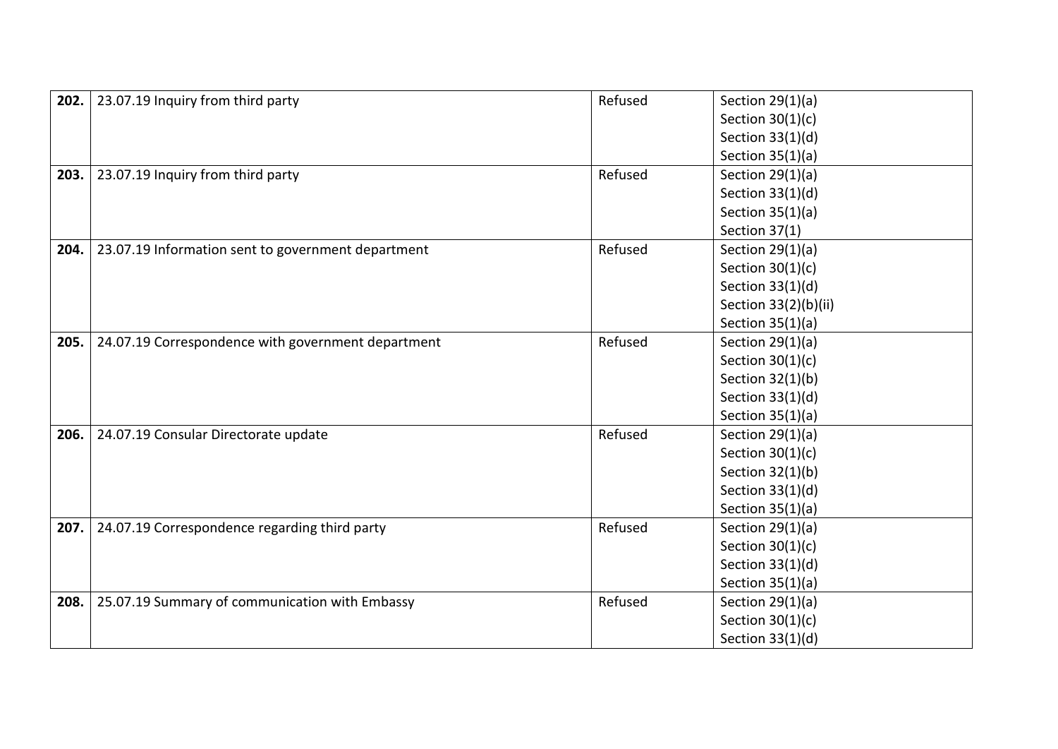| | | | |
|---|---|---|---|
| **202.** | 23.07.19 Inquiry from third party | Refused | Section 29(1)(a)<br>Section 30(1)(c)<br>Section 33(1)(d)<br>Section 35(1)(a) |
| **203.** | 23.07.19 Inquiry from third party | Refused | Section 29(1)(a)<br>Section 33(1)(d)<br>Section 35(1)(a)<br>Section 37(1) |
| **204.** | 23.07.19 Information sent to government department | Refused | Section 29(1)(a)<br>Section 30(1)(c)<br>Section 33(1)(d)<br>Section 33(2)(b)(ii)<br>Section 35(1)(a) |
| **205.** | 24.07.19 Correspondence with government department | Refused | Section 29(1)(a)<br>Section 30(1)(c)<br>Section 32(1)(b)<br>Section 33(1)(d)<br>Section 35(1)(a) |
| **206.** | 24.07.19 Consular Directorate update | Refused | Section 29(1)(a)<br>Section 30(1)(c)<br>Section 32(1)(b)<br>Section 33(1)(d)<br>Section 35(1)(a) |
| **207.** | 24.07.19 Correspondence regarding third party | Refused | Section 29(1)(a)<br>Section 30(1)(c)<br>Section 33(1)(d)<br>Section 35(1)(a) |
| **208.** | 25.07.19 Summary of communication with Embassy | Refused | Section 29(1)(a)<br>Section 30(1)(c)<br>Section 33(1)(d) |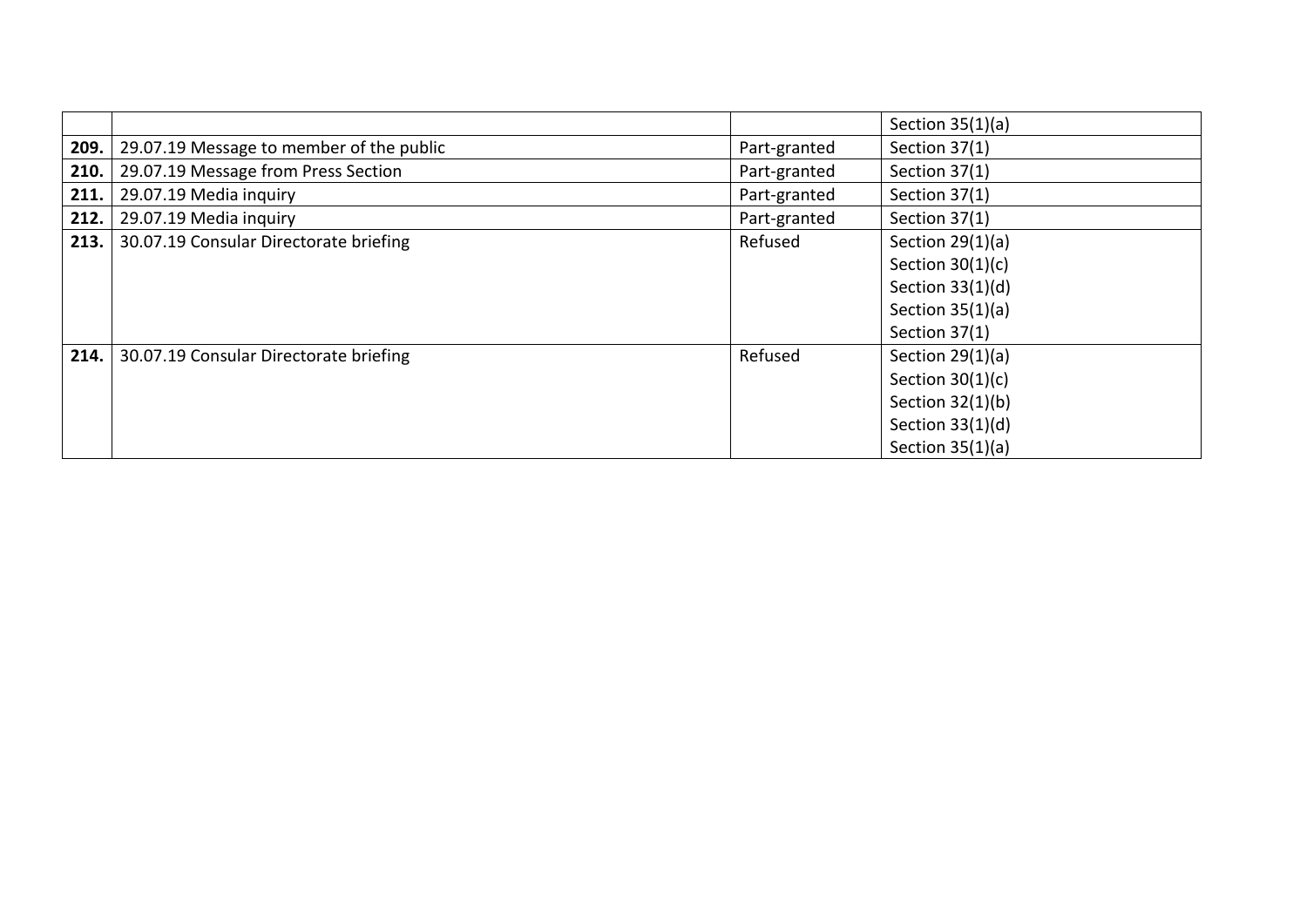| | | | |
|---|---|---|---|
| | | | Section 35(1)(a) |
| **209.** | 29.07.19 Message to member of the public | Part-granted | Section 37(1) |
| **210.** | 29.07.19 Message from Press Section | Part-granted | Section 37(1) |
| **211.** | 29.07.19 Media inquiry | Part-granted | Section 37(1) |
| **212.** | 29.07.19 Media inquiry | Part-granted | Section 37(1) |
| **213.** | 30.07.19 Consular Directorate briefing | Refused | Section 29(1)(a)<br>Section 30(1)(c)<br>Section 33(1)(d)<br>Section 35(1)(a)<br>Section 37(1) |
| **214.** | 30.07.19 Consular Directorate briefing | Refused | Section 29(1)(a)<br>Section 30(1)(c)<br>Section 32(1)(b)<br>Section 33(1)(d)<br>Section 35(1)(a) |